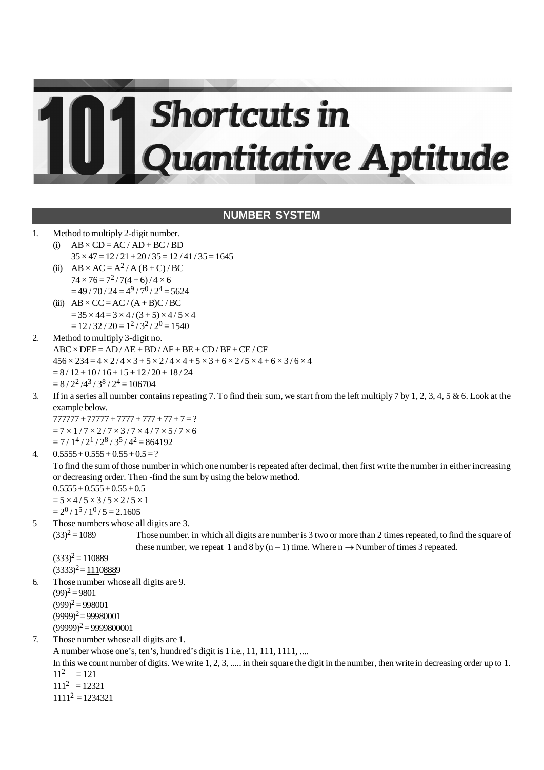# 101 Shortcuts in Quantitative Aptitude

## NUMBER SYSTEM

1. Method to multiply 2-digit number.

   (i) $AB \times CD = AC / AD + BC / BD$

   $35 \times 47 = 12 / 21 + 20 / 35 = 12 / 41 / 35 = 1645$

   (ii) $AB \times AC = A^2 / A(B + C) / BC$

   $74 \times 76 = 7^2 / 7(4 + 6) / 4 \times 6$

   $= 49 / 70 / 24 = 4^9 / 7^0 / 2^4 = 5624$

   (iii) $AB \times CC = AC / (A + B)C / BC$

   $= 35 \times 44 = 3 \times 4 / (3 + 5) \times 4 / 5 \times 4$

   $= 12 / 32 / 20 = 1^2 / 3^2 / 2^0 = 1540$

2. Method to multiply 3-digit no.

   $ABC \times DEF = AD / AE + BD / AF + BE + CD / BF + CE / CF$

   $456 \times 234 = 4 \times 2 / 4 \times 3 + 5 \times 2 / 4 \times 4 + 5 \times 3 + 6 \times 2 / 5 \times 4 + 6 \times 3 / 6 \times 4$

   $= 8 / 12 + 10 / 16 + 15 + 12 / 20 + 18 / 24$

   $= 8 / 2^2 / 4^3 / 3^8 / 2^4 = 106704$

3. If in a series all number contains repeating 7. To find their sum, we start from the left multiply 7 by 1, 2, 3, 4, 5 & 6. Look at the example below.

   $777777 + 77777 + 7777 + 777 + 77 + 7 = ?$

   $= 7 \times 1 / 7 \times 2 / 7 \times 3 / 7 \times 4 / 7 \times 5 / 7 \times 6$

   $= 7 / 1^4 / 2^1 / 2^8 / 3^5 / 4^2 = 864192$

4. $0.5555 + 0.555 + 0.55 + 0.5 = ?$

   To find the sum of those number in which one number is repeated after decimal, then first write the number in either increasing or decreasing order. Then -find the sum by using the below method.

   $0.5555 + 0.555 + 0.55 + 0.5$

   $= 5 \times 4 / 5 \times 3 / 5 \times 2 / 5 \times 1$

   $= 2^0 / 1^5 / 1^0 / 5 = 2.1605$

5. Those numbers whose all digits are 3.

   $(33)^2 = \underline{1}0\underline{8}9$ — Those number. in which all digits are number is 3 two or more than 2 times repeated, to find the square of these number, we repeat 1 and 8 by $(n - 1)$ time. Where $n \rightarrow$ Number of times 3 repeated.

   $(333)^2 = \underline{11}0\underline{88}9$

   $(3333)^2 = \underline{111}0\underline{888}9$

6. Those number whose all digits are 9.

   $(99)^2 = 9801$

   $(999)^2 = 998001$

   $(9999)^2 = 99980001$

   $(99999)^2 = 9999800001$

7. Those number whose all digits are 1.

   A number whose one's, ten's, hundred's digit is 1 i.e., 11, 111, 1111, ....

   In this we count number of digits. We write 1, 2, 3, ..... in their square the digit in the number, then write in decreasing order up to 1.

   $11^2 = 121$

   $111^2 = 12321$

   $1111^2 = 1234321$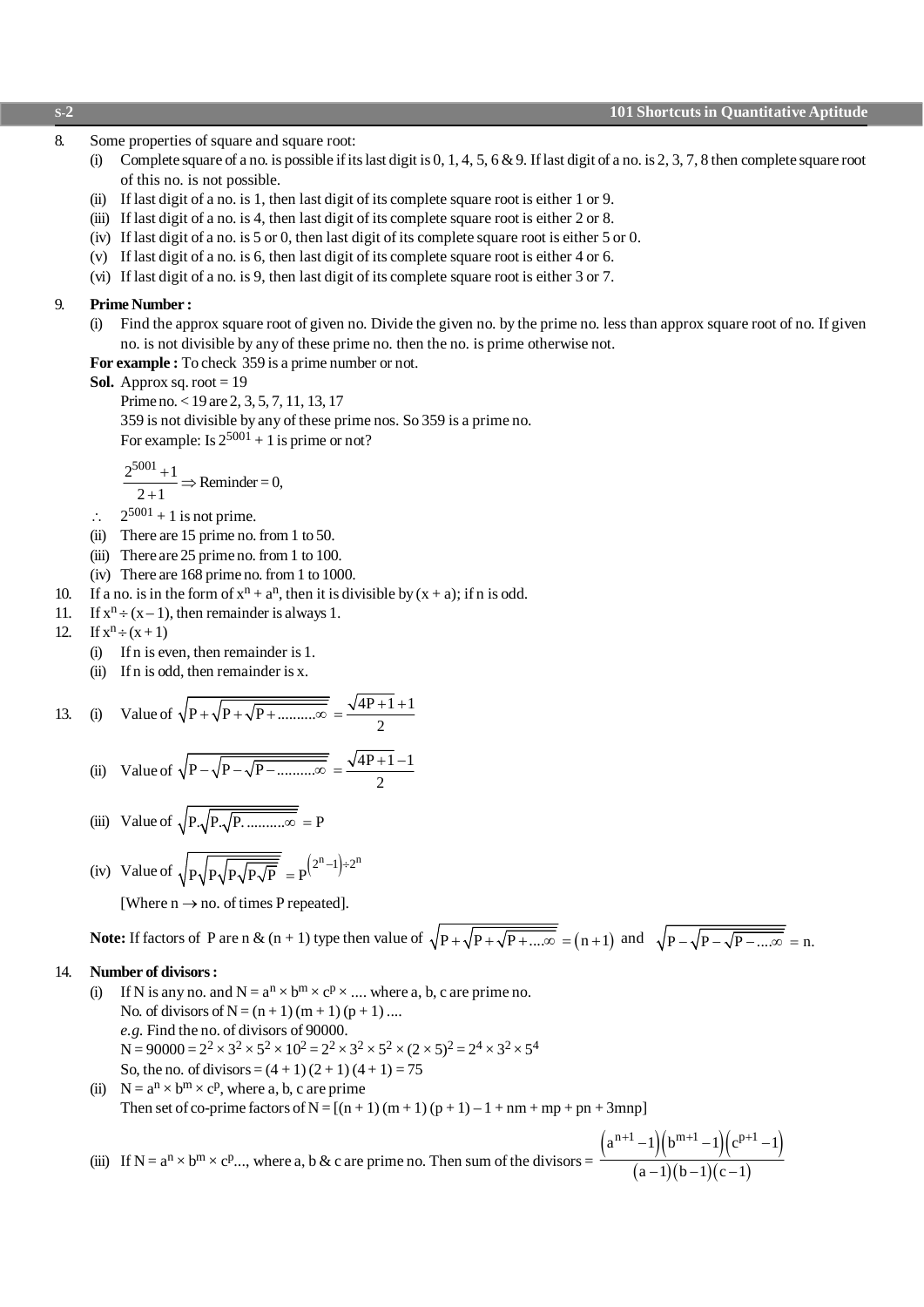8. Some properties of square and square root:
   (i) Complete square of a no. is possible if its last digit is 0, 1, 4, 5, 6 & 9. If last digit of a no. is 2, 3, 7, 8 then complete square root of this no. is not possible.
   (ii) If last digit of a no. is 1, then last digit of its complete square root is either 1 or 9.
   (iii) If last digit of a no. is 4, then last digit of its complete square root is either 2 or 8.
   (iv) If last digit of a no. is 5 or 0, then last digit of its complete square root is either 5 or 0.
   (v) If last digit of a no. is 6, then last digit of its complete square root is either 4 or 6.
   (vi) If last digit of a no. is 9, then last digit of its complete square root is either 3 or 7.

9. **Prime Number :**
   (i) Find the approx square root of given no. Divide the given no. by the prime no. less than approx square root of no. If given no. is not divisible by any of these prime no. then the no. is prime otherwise not.

   **For example :** To check 359 is a prime number or not.

   **Sol.** Approx sq. root = 19

   Prime no. < 19 are 2, 3, 5, 7, 11, 13, 17

   359 is not divisible by any of these prime nos. So 359 is a prime no.

   For example: Is $2^{5001} + 1$ is prime or not?

   $$\frac{2^{5001}+1}{2+1} \Rightarrow \text{Reminder} = 0,$$

   $\therefore$ $2^{5001} + 1$ is not prime.

   (ii) There are 15 prime no. from 1 to 50.
   (iii) There are 25 prime no. from 1 to 100.
   (iv) There are 168 prime no. from 1 to 1000.

10. If a no. is in the form of $x^n + a^n$, then it is divisible by $(x + a)$; if n is odd.

11. If $x^n \div (x - 1)$, then remainder is always 1.

12. If $x^n \div (x + 1)$
    (i) If n is even, then remainder is 1.
    (ii) If n is odd, then remainder is x.

13. (i) Value of $\sqrt{P+\sqrt{P+\sqrt{P+.........\infty}}} = \dfrac{\sqrt{4P+1}+1}{2}$

    (ii) Value of $\sqrt{P-\sqrt{P-\sqrt{P-.........\infty}}} = \dfrac{\sqrt{4P+1}-1}{2}$

    (iii) Value of $\sqrt{P.\sqrt{P.\sqrt{P.\,.........\infty}}} = P$

    (iv) Value of $\sqrt{P\sqrt{P\sqrt{P\sqrt{P\sqrt{P}}}}} = P^{\left(2^n-1\right)\div 2^n}$

    [Where n $\rightarrow$ no. of times P repeated].

    **Note:** If factors of P are n & (n + 1) type then value of $\sqrt{P+\sqrt{P+\sqrt{P+....\infty}}} = (n+1)$ and $\sqrt{P-\sqrt{P-\sqrt{P-....\infty}}} = n$.

14. **Number of divisors :**
    (i) If N is any no. and $N = a^n \times b^m \times c^p \times ....$ where a, b, c are prime no.

    No. of divisors of $N = (n + 1)(m + 1)(p + 1) ....$

    *e.g.* Find the no. of divisors of 90000.

    $N = 90000 = 2^2 \times 3^2 \times 5^2 \times 10^2 = 2^2 \times 3^2 \times 5^2 \times (2 \times 5)^2 = 2^4 \times 3^2 \times 5^4$

    So, the no. of divisors = (4 + 1) (2 + 1) (4 + 1) = 75

    (ii) $N = a^n \times b^m \times c^p$, where a, b, c are prime

    Then set of co-prime factors of $N = [(n + 1)(m + 1)(p + 1) - 1 + nm + mp + pn + 3mnp]$

    (iii) If $N = a^n \times b^m \times c^p ...$, where a, b & c are prime no. Then sum of the divisors $= \dfrac{\left(a^{n+1}-1\right)\left(b^{m+1}-1\right)\left(c^{p+1}-1\right)}{(a-1)(b-1)(c-1)}$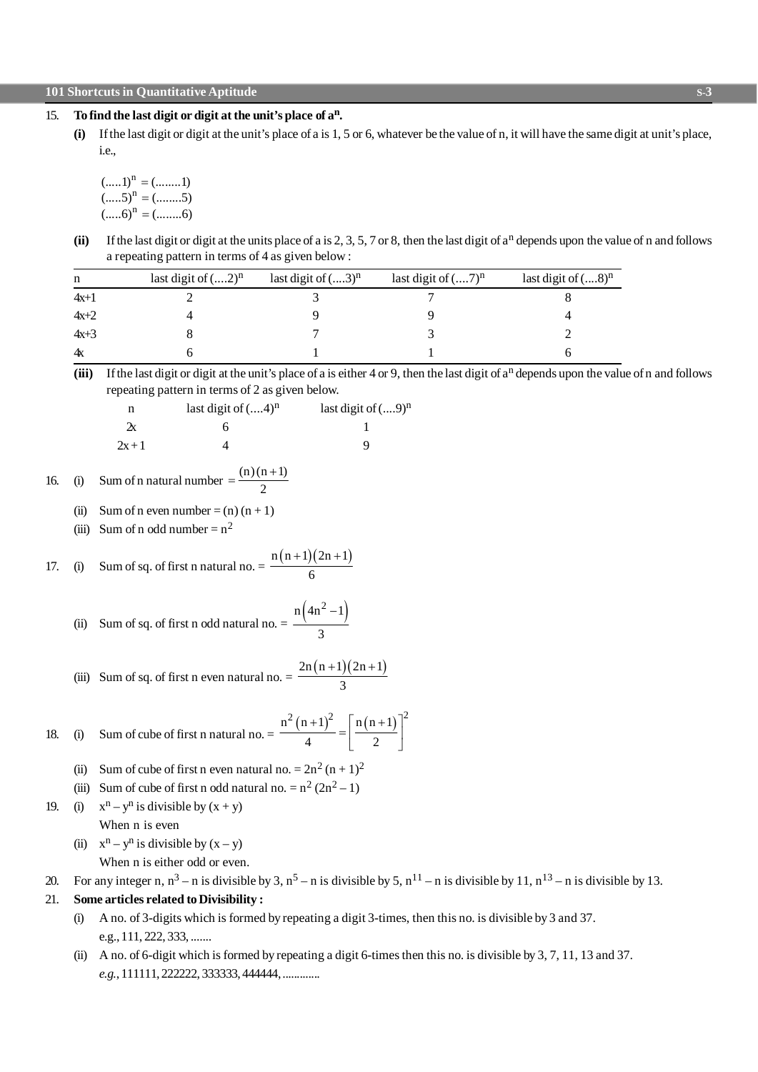15. **To find the last digit or digit at the unit's place of $a^n$.**

 **(i)** If the last digit or digit at the unit's place of a is 1, 5 or 6, whatever be the value of n, it will have the same digit at unit's place, i.e.,

 $(.....1)^n = (........1)$
 $(.....5)^n = (........5)$
 $(.....6)^n = (........6)$

 **(ii)** If the last digit or digit at the units place of a is 2, 3, 5, 7 or 8, then the last digit of $a^n$ depends upon the value of n and follows a repeating pattern in terms of 4 as given below :

| n | last digit of $(....2)^n$ | last digit of $(....3)^n$ | last digit of $(....7)^n$ | last digit of $(....8)^n$ |
|---|---|---|---|---|
| 4x+1 | 2 | 3 | 7 | 8 |
| 4x+2 | 4 | 9 | 9 | 4 |
| 4x+3 | 8 | 7 | 3 | 2 |
| 4x | 6 | 1 | 1 | 6 |

 **(iii)** If the last digit or digit at the unit's place of a is either 4 or 9, then the last digit of $a^n$ depends upon the value of n and follows repeating pattern in terms of 2 as given below.

| n | last digit of $(....4)^n$ | last digit of $(....9)^n$ |
|---|---|---|
| 2x | 6 | 1 |
| 2x + 1 | 4 | 9 |

16. (i) Sum of n natural number $= \dfrac{(n)(n+1)}{2}$

 (ii) Sum of n even number = (n) (n + 1)

 (iii) Sum of n odd number = $n^2$

17. (i) Sum of sq. of first n natural no. = $\dfrac{n(n+1)(2n+1)}{6}$

 (ii) Sum of sq. of first n odd natural no. = $\dfrac{n(4n^2-1)}{3}$

 (iii) Sum of sq. of first n even natural no. = $\dfrac{2n(n+1)(2n+1)}{3}$

18. (i) Sum of cube of first n natural no. = $\dfrac{n^2(n+1)^2}{4} = \left[\dfrac{n(n+1)}{2}\right]^2$

 (ii) Sum of cube of first n even natural no. = $2n^2 (n + 1)^2$

 (iii) Sum of cube of first n odd natural no. = $n^2 (2n^2 - 1)$

19. (i) $x^n - y^n$ is divisible by (x + y)
 When n is even

 (ii) $x^n - y^n$ is divisible by (x – y)
 When n is either odd or even.

20. For any integer n, $n^3 - n$ is divisible by 3, $n^5 - n$ is divisible by 5, $n^{11} - n$ is divisible by 11, $n^{13} - n$ is divisible by 13.

21. **Some articles related to Divisibility :**

 (i) A no. of 3-digits which is formed by repeating a digit 3-times, then this no. is divisible by 3 and 37.
 e.g., 111, 222, 333, .......

 (ii) A no. of 6-digit which is formed by repeating a digit 6-times then this no. is divisible by 3, 7, 11, 13 and 37.
 *e.g.*, 111111, 222222, 333333, 444444, .............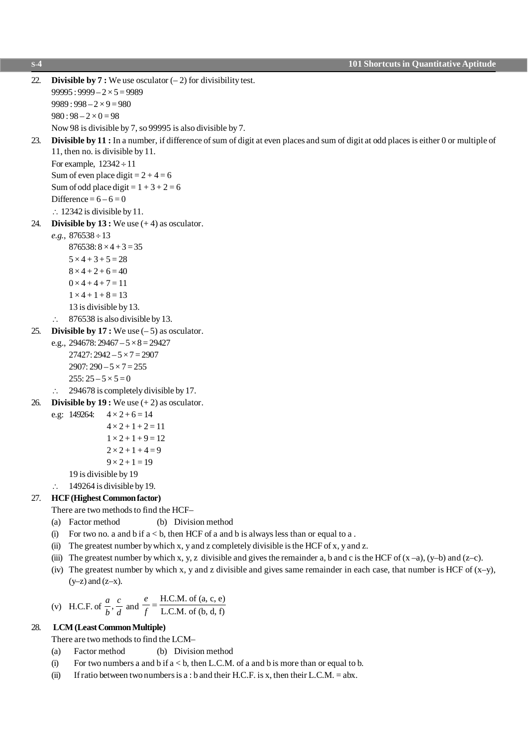22. **Divisible by 7 :** We use osculator (– 2) for divisibility test.
    $99995 : 9999 - 2 \times 5 = 9989$
    $9989 : 998 - 2 \times 9 = 980$
    $980 : 98 - 2 \times 0 = 98$
    Now 98 is divisible by 7, so 99995 is also divisible by 7.

23. **Divisible by 11 :** In a number, if difference of sum of digit at even places and sum of digit at odd places is either 0 or multiple of 11, then no. is divisible by 11.
    For example, $12342 \div 11$
    Sum of even place digit = $2 + 4 = 6$
    Sum of odd place digit = $1 + 3 + 2 = 6$
    Difference = $6 - 6 = 0$
    $\therefore$ 12342 is divisible by 11.

24. **Divisible by 13 :** We use (+ 4) as osculator.
    *e.g.*, $876538 \div 13$
    $876538 : 8 \times 4 + 3 = 35$
    $5 \times 4 + 3 + 5 = 28$
    $8 \times 4 + 2 + 6 = 40$
    $0 \times 4 + 4 + 7 = 11$
    $1 \times 4 + 1 + 8 = 13$
    13 is divisible by 13.
    $\therefore$ 876538 is also divisible by 13.

25. **Divisible by 17 :** We use (– 5) as osculator.
    e.g., $294678 : 29467 - 5 \times 8 = 29427$
    $27427 : 2942 - 5 \times 7 = 2907$
    $2907 : 290 - 5 \times 7 = 255$
    $255 : 25 - 5 \times 5 = 0$
    $\therefore$ 294678 is completely divisible by 17.

26. **Divisible by 19 :** We use (+ 2) as osculator.
    e.g: 149264: $4 \times 2 + 6 = 14$
    $4 \times 2 + 1 + 2 = 11$
    $1 \times 2 + 1 + 9 = 12$
    $2 \times 2 + 1 + 4 = 9$
    $9 \times 2 + 1 = 19$
    19 is divisible by 19
    $\therefore$ 149264 is divisible by 19.

27. **HCF (Highest Common factor)**
    There are two methods to find the HCF–
    (a) Factor method (b) Division method
    (i) For two no. a and b if a < b, then HCF of a and b is always less than or equal to a .
    (ii) The greatest number by which x, y and z completely divisible is the HCF of x, y and z.
    (iii) The greatest number by which x, y, z divisible and gives the remainder a, b and c is the HCF of (x –a), (y–b) and (z–c).
    (iv) The greatest number by which x, y and z divisible and gives same remainder in each case, that number is HCF of (x–y), (y–z) and (z–x).
    (v) H.C.F. of $\frac{a}{b}, \frac{c}{d}$ and $\frac{e}{f} = \frac{\text{H.C.M. of (a, c, e)}}{\text{L.C.M. of (b, d, f)}}$

28. **LCM (Least Common Multiple)**
    There are two methods to find the LCM–
    (a) Factor method (b) Division method
    (i) For two numbers a and b if a < b, then L.C.M. of a and b is more than or equal to b.
    (ii) If ratio between two numbers is a : b and their H.C.F. is x, then their L.C.M. = abx.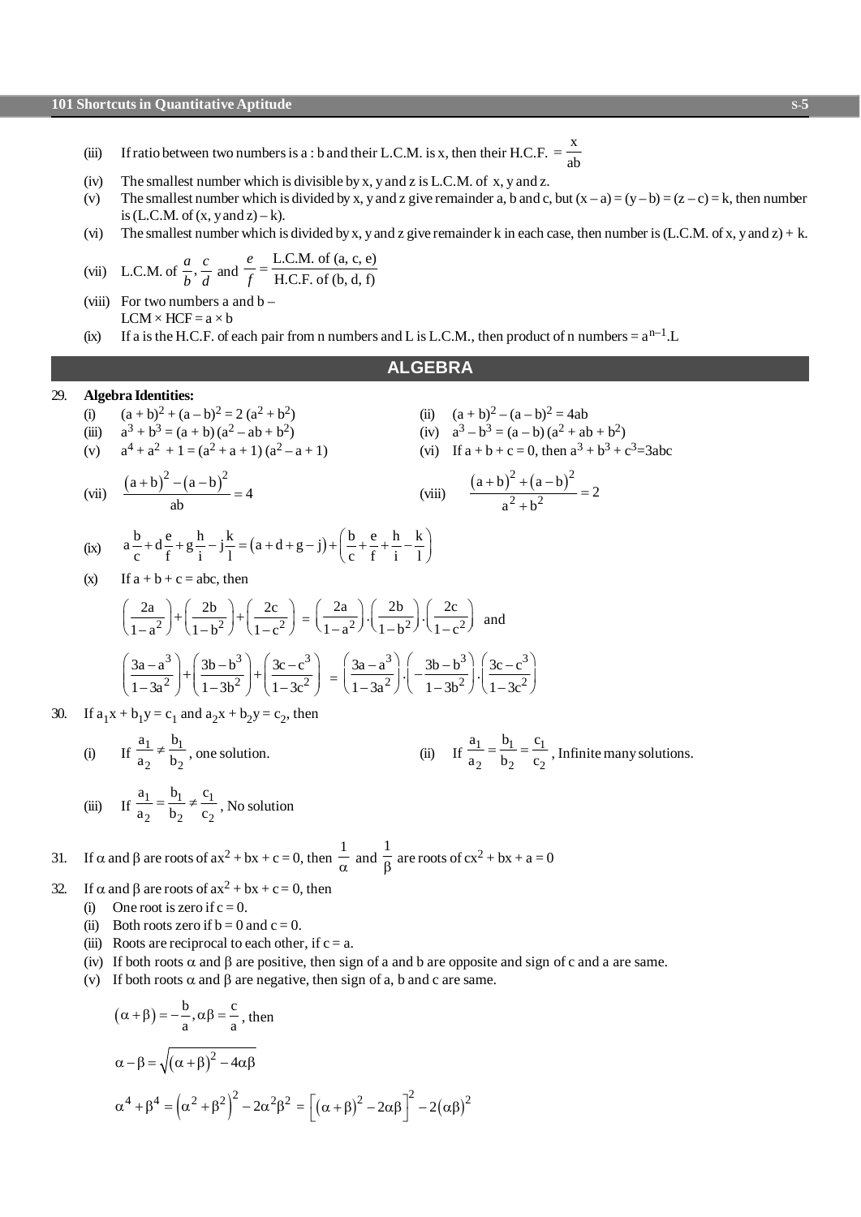(iii) If ratio between two numbers is a : b and their L.C.M. is x, then their H.C.F. $= \frac{x}{ab}$

(iv) The smallest number which is divisible by x, y and z is L.C.M. of x, y and z.

(v) The smallest number which is divided by x, y and z give remainder a, b and c, but $(x - a) = (y - b) = (z - c) = k$, then number is (L.C.M. of (x, y and z) – k).

(vi) The smallest number which is divided by x, y and z give remainder k in each case, then number is (L.C.M. of x, y and z) + k.

(vii) L.C.M. of $\frac{a}{b}, \frac{c}{d}$ and $\frac{e}{f} = \frac{\text{L.C.M. of (a, c, e)}}{\text{H.C.F. of (b, d, f)}}$

(viii) For two numbers a and b –
LCM × HCF = a × b

(ix) If a is the H.C.F. of each pair from n numbers and L is L.C.M., then product of n numbers $= a^{n-1}.L$

## ALGEBRA

29. **Algebra Identities:**

(i) $(a + b)^2 + (a - b)^2 = 2(a^2 + b^2)$

(ii) $(a + b)^2 - (a - b)^2 = 4ab$

(iii) $a^3 + b^3 = (a + b)(a^2 - ab + b^2)$

(iv) $a^3 - b^3 = (a - b)(a^2 + ab + b^2)$

(v) $a^4 + a^2 + 1 = (a^2 + a + 1)(a^2 - a + 1)$

(vi) If $a + b + c = 0$, then $a^3 + b^3 + c^3 = 3abc$

(vii) $\frac{(a+b)^2 - (a-b)^2}{ab} = 4$

(viii) $\frac{(a+b)^2 + (a-b)^2}{a^2 + b^2} = 2$

(ix) $a\frac{b}{c} + d\frac{e}{f} + g\frac{h}{i} - j\frac{k}{l} = (a + d + g - j) + \left(\frac{b}{c} + \frac{e}{f} + \frac{h}{i} - \frac{k}{l}\right)$

(x) If $a + b + c = abc$, then

$$\left(\frac{2a}{1-a^2}\right) + \left(\frac{2b}{1-b^2}\right) + \left(\frac{2c}{1-c^2}\right) = \left(\frac{2a}{1-a^2}\right) \cdot \left(\frac{2b}{1-b^2}\right) \cdot \left(\frac{2c}{1-c^2}\right) \text{ and}$$

$$\left(\frac{3a-a^3}{1-3a^2}\right) + \left(\frac{3b-b^3}{1-3b^2}\right) + \left(\frac{3c-c^3}{1-3c^2}\right) = \left(\frac{3a-a^3}{1-3a^2}\right) \cdot \left(-\frac{3b-b^3}{1-3b^2}\right) \cdot \left(\frac{3c-c^3}{1-3c^2}\right)$$

30. If $a_1x + b_1y = c_1$ and $a_2x + b_2y = c_2$, then

(i) If $\frac{a_1}{a_2} \neq \frac{b_1}{b_2}$, one solution.

(ii) If $\frac{a_1}{a_2} = \frac{b_1}{b_2} = \frac{c_1}{c_2}$, Infinite many solutions.

(iii) If $\frac{a_1}{a_2} = \frac{b_1}{b_2} \neq \frac{c_1}{c_2}$, No solution

31. If $\alpha$ and $\beta$ are roots of $ax^2 + bx + c = 0$, then $\frac{1}{\alpha}$ and $\frac{1}{\beta}$ are roots of $cx^2 + bx + a = 0$

32. If $\alpha$ and $\beta$ are roots of $ax^2 + bx + c = 0$, then

(i) One root is zero if $c = 0$.

(ii) Both roots zero if $b = 0$ and $c = 0$.

(iii) Roots are reciprocal to each other, if $c = a$.

(iv) If both roots $\alpha$ and $\beta$ are positive, then sign of a and b are opposite and sign of c and a are same.

(v) If both roots $\alpha$ and $\beta$ are negative, then sign of a, b and c are same.

$$(\alpha + \beta) = -\frac{b}{a}, \alpha\beta = \frac{c}{a}, \text{ then}$$

$$\alpha - \beta = \sqrt{(\alpha + \beta)^2 - 4\alpha\beta}$$

$$\alpha^4 + \beta^4 = (\alpha^2 + \beta^2)^2 - 2\alpha^2\beta^2 = \left[(\alpha + \beta)^2 - 2\alpha\beta\right]^2 - 2(\alpha\beta)^2$$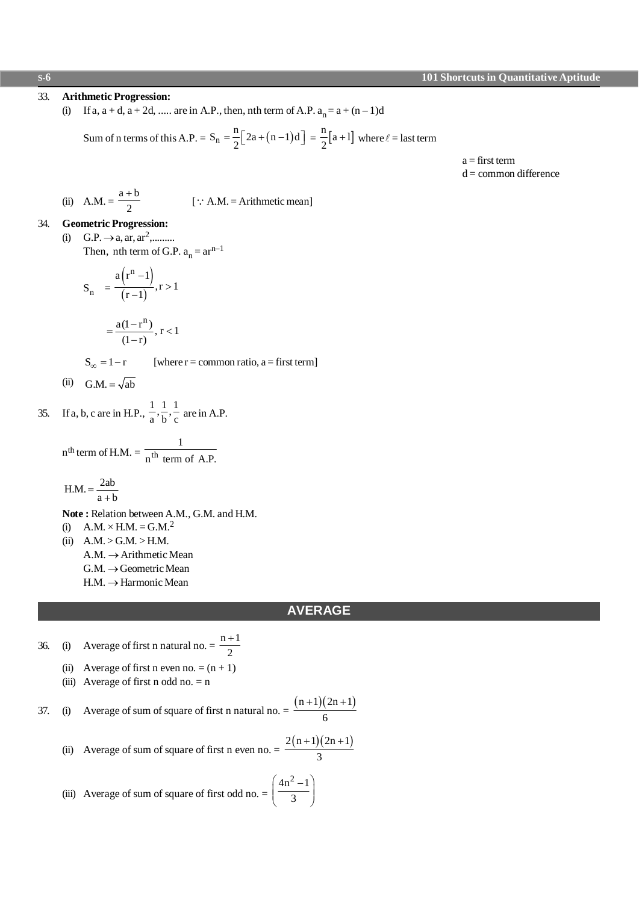33. **Arithmetic Progression:**

(i) If a, a + d, a + 2d, ..... are in A.P., then, nth term of A.P. $a_n = a + (n - 1)d$

Sum of n terms of this A.P. = $S_n = \frac{n}{2}\left[2a + (n-1)d\right] = \frac{n}{2}\left[a + l\right]$ where $\ell$ = last term

a = first term
d = common difference

(ii) A.M. = $\frac{a+b}{2}$ [$\because$ A.M. = Arithmetic mean]

34. **Geometric Progression:**

(i) G.P. $\rightarrow$ a, ar, $ar^2$,.........

Then, nth term of G.P. $a_n = ar^{n-1}$

$$S_n = \frac{a\left(r^n - 1\right)}{\left(r-1\right)}, r > 1$$

$$= \frac{a(1-r^n)}{(1-r)}, r < 1$$

$S_\infty = 1 - r$ [where r = common ratio, a = first term]

(ii) G.M. = $\sqrt{ab}$

35. If a, b, c are in H.P., $\frac{1}{a}, \frac{1}{b}, \frac{1}{c}$ are in A.P.

$n^{th}$ term of H.M. = $\frac{1}{n^{th} \text{ term of A.P.}}$

$$\text{H.M.} = \frac{2ab}{a+b}$$

**Note :** Relation between A.M., G.M. and H.M.

(i) A.M. × H.M. = $\text{G.M.}^2$

(ii) A.M. > G.M. > H.M.

A.M. $\rightarrow$ Arithmetic Mean
G.M. $\rightarrow$ Geometric Mean
H.M. $\rightarrow$ Harmonic Mean

## AVERAGE

36. (i) Average of first n natural no. = $\frac{n+1}{2}$

(ii) Average of first n even no. = (n + 1)

(iii) Average of first n odd no. = n

37. (i) Average of sum of square of first n natural no. = $\frac{(n+1)(2n+1)}{6}$

(ii) Average of sum of square of first n even no. = $\frac{2(n+1)(2n+1)}{3}$

(iii) Average of sum of square of first odd no. = $\left(\frac{4n^2-1}{3}\right)$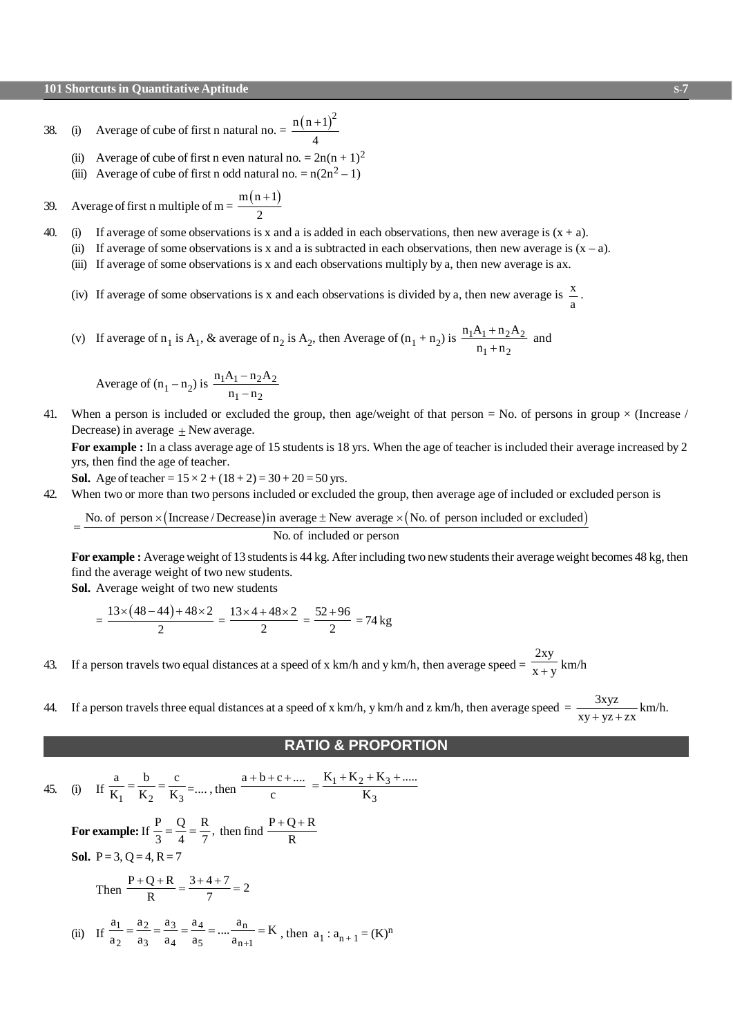38. (i) Average of cube of first n natural no. = $\frac{n(n+1)^2}{4}$

(ii) Average of cube of first n even natural no. = $2n(n + 1)^2$

(iii) Average of cube of first n odd natural no. = $n(2n^2 – 1)$

39. Average of first n multiple of m = $\frac{m(n+1)}{2}$

40. (i) If average of some observations is x and a is added in each observations, then new average is (x + a).

(ii) If average of some observations is x and a is subtracted in each observations, then new average is (x – a).

(iii) If average of some observations is x and each observations multiply by a, then new average is ax.

(iv) If average of some observations is x and each observations is divided by a, then new average is $\frac{x}{a}$.

(v) If average of $n_1$ is $A_1$, & average of $n_2$ is $A_2$, then Average of $(n_1 + n_2)$ is $\frac{n_1A_1 + n_2A_2}{n_1 + n_2}$ and

Average of $(n_1 – n_2)$ is $\frac{n_1A_1 - n_2A_2}{n_1 - n_2}$

41. When a person is included or excluded the group, then age/weight of that person = No. of persons in group × (Increase / Decrease) in average $\pm$ New average.

**For example :** In a class average age of 15 students is 18 yrs. When the age of teacher is included their average increased by 2 yrs, then find the age of teacher.

**Sol.** Age of teacher = 15 × 2 + (18 + 2) = 30 + 20 = 50 yrs.

42. When two or more than two persons included or excluded the group, then average age of included or excluded person is

$$= \frac{\text{No. of person} \times (\text{Increase / Decrease}) \text{ in average} \pm \text{New average} \times (\text{No. of person included or excluded})}{\text{No. of included or person}}$$

**For example :** Average weight of 13 students is 44 kg. After including two new students their average weight becomes 48 kg, then find the average weight of two new students.

**Sol.** Average weight of two new students

$$= \frac{13 \times (48 - 44) + 48 \times 2}{2} = \frac{13 \times 4 + 48 \times 2}{2} = \frac{52 + 96}{2} = 74 \text{ kg}$$

43. If a person travels two equal distances at a speed of x km/h and y km/h, then average speed = $\frac{2xy}{x+y}$ km/h

44. If a person travels three equal distances at a speed of x km/h, y km/h and z km/h, then average speed = $\frac{3xyz}{xy + yz + zx}$ km/h.

## RATIO & PROPORTION

45. (i) If $\frac{a}{K_1} = \frac{b}{K_2} = \frac{c}{K_3} = ....$, then $\frac{a+b+c+....}{c} = \frac{K_1 + K_2 + K_3 + .....}{K_3}$

**For example:** If $\frac{P}{3} = \frac{Q}{4} = \frac{R}{7}$, then find $\frac{P+Q+R}{R}$

**Sol.** P = 3, Q = 4, R = 7

Then $\frac{P+Q+R}{R} = \frac{3+4+7}{7} = 2$

(ii) If $\frac{a_1}{a_2} = \frac{a_2}{a_3} = \frac{a_3}{a_4} = \frac{a_4}{a_5} = .... \frac{a_n}{a_{n+1}} = K$, then $a_1 : a_{n+1} = (K)^n$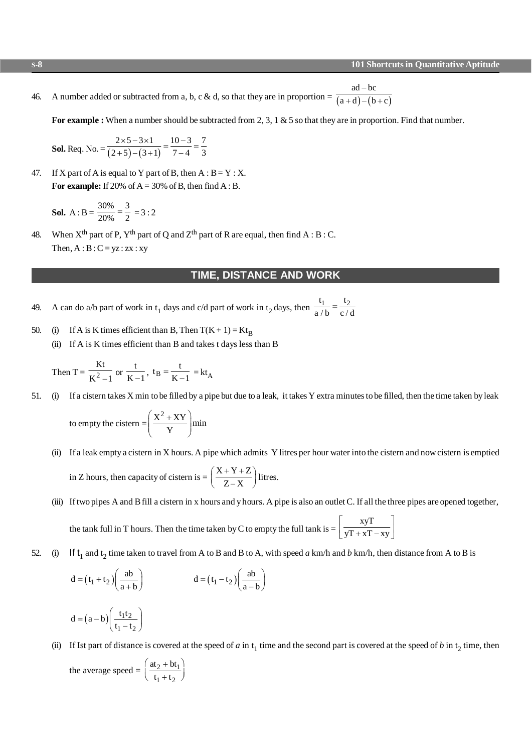46. A number added or subtracted from a, b, c & d, so that they are in proportion = $\frac{ad - bc}{(a+d)-(b+c)}$

**For example :** When a number should be subtracted from 2, 3, 1 & 5 so that they are in proportion. Find that number.

**Sol.** Req. No. = $\frac{2\times5-3\times1}{(2+5)-(3+1)} = \frac{10-3}{7-4} = \frac{7}{3}$

47. If X part of A is equal to Y part of B, then A : B = Y : X.

**For example:** If 20% of A = 30% of B, then find A : B.

**Sol.** A : B = $\frac{30\%}{20\%} = \frac{3}{2}$ = 3 : 2

48. When $X^{th}$ part of P, $Y^{th}$ part of Q and $Z^{th}$ part of R are equal, then find A : B : C.

Then, A : B : C = yz : zx : xy

## TIME, DISTANCE AND WORK

49. A can do a/b part of work in $t_1$ days and c/d part of work in $t_2$ days, then $\frac{t_1}{a/b} = \frac{t_2}{c/d}$

50. (i) If A is K times efficient than B, Then $T(K+1) = Kt_B$

(ii) If A is K times efficient than B and takes t days less than B

Then T = $\frac{Kt}{K^2-1}$ or $\frac{t}{K-1}$, $t_B = \frac{t}{K-1} = kt_A$

51. (i) If a cistern takes X min to be filled by a pipe but due to a leak, it takes Y extra minutes to be filled, then the time taken by leak to empty the cistern = $\left(\frac{X^2+XY}{Y}\right)$min

(ii) If a leak empty a cistern in X hours. A pipe which admits Y litres per hour water into the cistern and now cistern is emptied in Z hours, then capacity of cistern is = $\left(\frac{X+Y+Z}{Z-X}\right)$ litres.

(iii) If two pipes A and B fill a cistern in x hours and y hours. A pipe is also an outlet C. If all the three pipes are opened together, the tank full in T hours. Then the time taken by C to empty the full tank is = $\left[\frac{xyT}{yT+xT-xy}\right]$

52. (i) If $t_1$ and $t_2$ time taken to travel from A to B and B to A, with speed *a* km/h and *b* km/h, then distance from A to B is

$$d = (t_1+t_2)\left(\frac{ab}{a+b}\right) \qquad d = (t_1-t_2)\left(\frac{ab}{a-b}\right)$$

$$d = (a-b)\left(\frac{t_1t_2}{t_1-t_2}\right)$$

(ii) If Ist part of distance is covered at the speed of *a* in $t_1$ time and the second part is covered at the speed of *b* in $t_2$ time, then the average speed = $\left(\frac{at_2+bt_1}{t_1+t_2}\right)$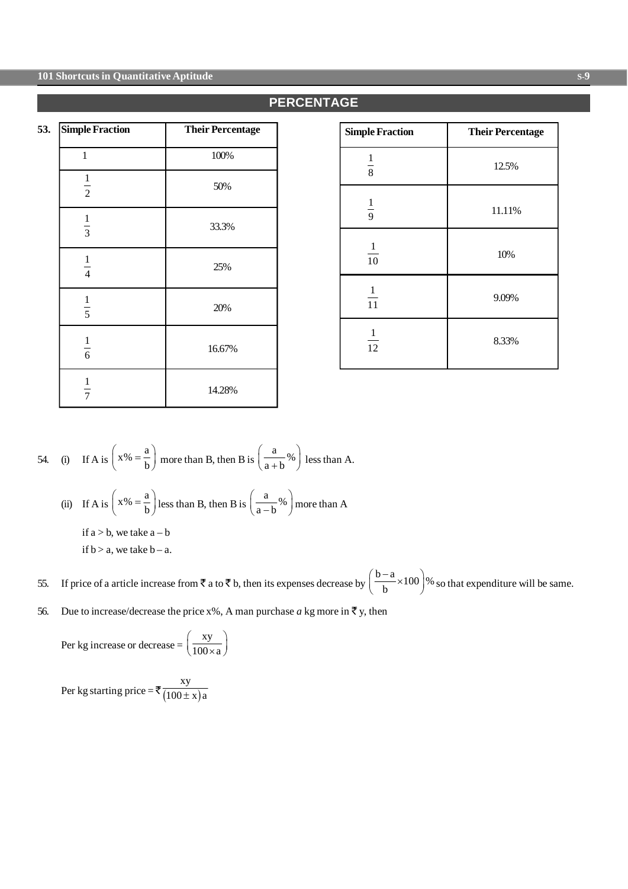## PERCENTAGE

**53.**

| Simple Fraction | Their Percentage |
|---|---|
| 1 | 100% |
| $\frac{1}{2}$ | 50% |
| $\frac{1}{3}$ | 33.3% |
| $\frac{1}{4}$ | 25% |
| $\frac{1}{5}$ | 20% |
| $\frac{1}{6}$ | 16.67% |
| $\frac{1}{7}$ | 14.28% |

| Simple Fraction | Their Percentage |
|---|---|
| $\frac{1}{8}$ | 12.5% |
| $\frac{1}{9}$ | 11.11% |
| $\frac{1}{10}$ | 10% |
| $\frac{1}{11}$ | 9.09% |
| $\frac{1}{12}$ | 8.33% |

54. (i) If A is $\left(x\% = \frac{a}{b}\right)$ more than B, then B is $\left(\frac{a}{a+b}\%\right)$ less than A.

(ii) If A is $\left(x\% = \frac{a}{b}\right)$ less than B, then B is $\left(\frac{a}{a-b}\%\right)$ more than A

if a > b, we take a – b

if b > a, we take b – a.

55. If price of a article increase from ₹ a to ₹ b, then its expenses decrease by $\left(\frac{b-a}{b}\times 100\right)\%$ so that expenditure will be same.

56. Due to increase/decrease the price x%, A man purchase *a* kg more in ₹ y, then

Per kg increase or decrease = $\left(\frac{xy}{100\times a}\right)$

Per kg starting price = ₹ $\frac{xy}{(100 \pm x)a}$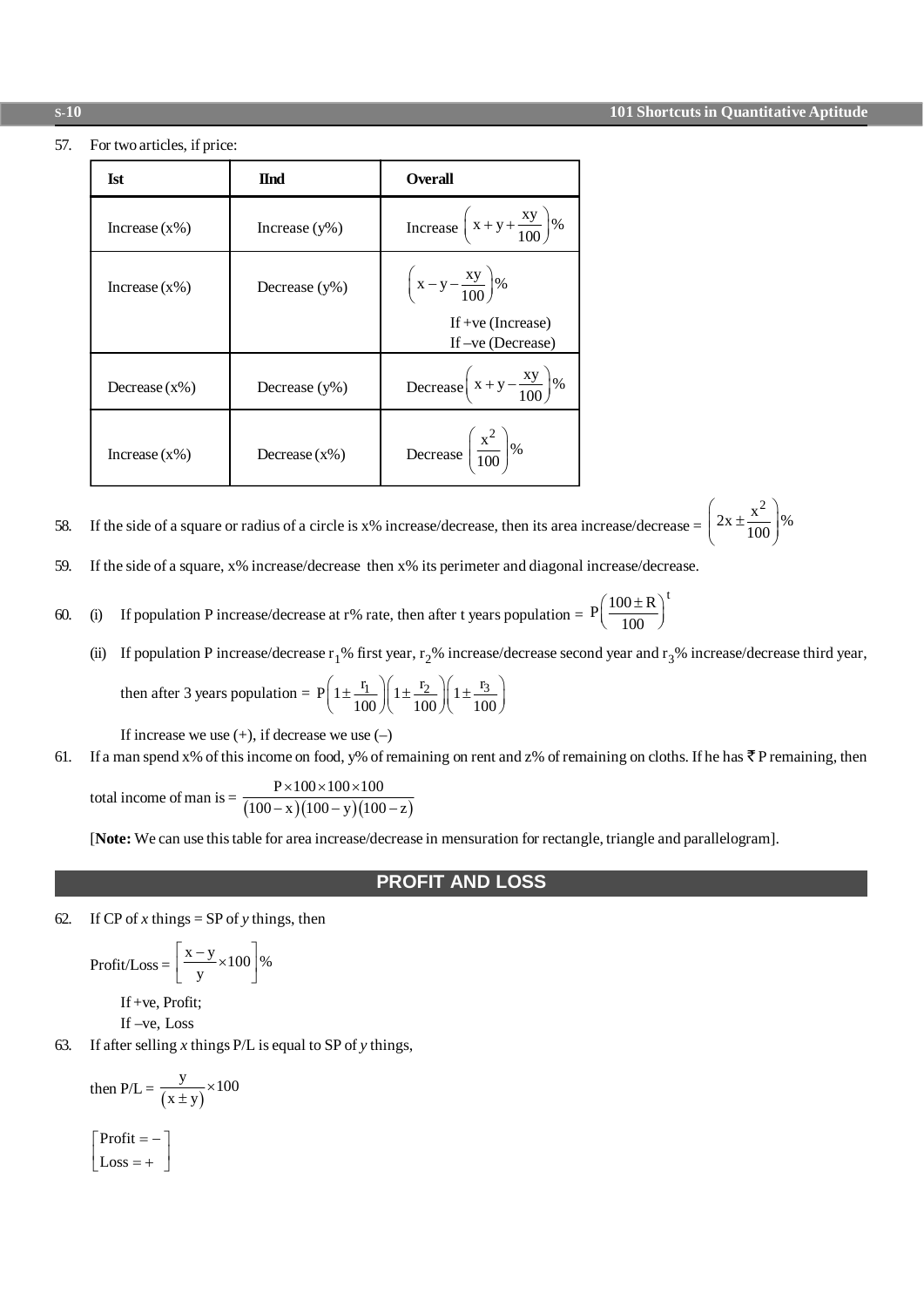57. For two articles, if price:

| Ist | IInd | Overall |
|---|---|---|
| Increase (x%) | Increase (y%) | Increase $\left(x+y+\frac{xy}{100}\right)\%$ |
| Increase (x%) | Decrease (y%) | $\left(x-y-\frac{xy}{100}\right)\%$ If +ve (Increase) If –ve (Decrease) |
| Decrease (x%) | Decrease (y%) | Decrease $\left(x+y-\frac{xy}{100}\right)\%$ |
| Increase (x%) | Decrease (x%) | Decrease $\left(\frac{x^2}{100}\right)\%$ |

58. If the side of a square or radius of a circle is x% increase/decrease, then its area increase/decrease = $\left(2x \pm \frac{x^2}{100}\right)\%$

59. If the side of a square, x% increase/decrease then x% its perimeter and diagonal increase/decrease.

60. (i) If population P increase/decrease at r% rate, then after t years population = $P\left(\frac{100 \pm R}{100}\right)^t$

(ii) If population P increase/decrease $r_1$% first year, $r_2$% increase/decrease second year and $r_3$% increase/decrease third year, then after 3 years population = $P\left(1 \pm \frac{r_1}{100}\right)\left(1 \pm \frac{r_2}{100}\right)\left(1 \pm \frac{r_3}{100}\right)$

If increase we use (+), if decrease we use (–)

61. If a man spend x% of this income on food, y% of remaining on rent and z% of remaining on cloths. If he has ₹ P remaining, then total income of man is = $\frac{P \times 100 \times 100 \times 100}{(100-x)(100-y)(100-z)}$

[**Note:** We can use this table for area increase/decrease in mensuration for rectangle, triangle and parallelogram].

## PROFIT AND LOSS

62. If CP of *x* things = SP of *y* things, then

Profit/Loss = $\left[\frac{x-y}{y} \times 100\right]\%$

If +ve, Profit;
If –ve, Loss

63. If after selling *x* things P/L is equal to SP of *y* things,

then P/L = $\frac{y}{(x \pm y)} \times 100$

$\begin{bmatrix} \text{Profit} = - \\ \text{Loss} = + \end{bmatrix}$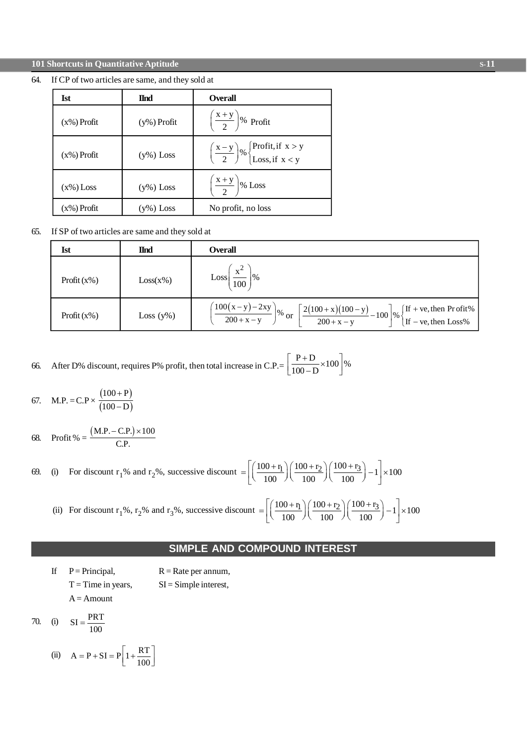64. If CP of two articles are same, and they sold at

| Ist | IInd | Overall |
|---|---|---|
| (x%) Profit | (y%) Profit | $\left(\frac{x+y}{2}\right)\%$ Profit |
| (x%) Profit | (y%) Loss | $\left(\frac{x-y}{2}\right)\% \begin{cases}\text{Profit, if } x > y \\ \text{Loss, if } x < y\end{cases}$ |
| (x%) Loss | (y%) Loss | $\left(\frac{x+y}{2}\right)\%$ Loss |
| (x%) Profit | (y%) Loss | No profit, no loss |

65. If SP of two articles are same and they sold at

| Ist | IInd | Overall |
|---|---|---|
| Profit (x%) | Loss(x%) | $\text{Loss}\left(\frac{x^2}{100}\right)\%$ |
| Profit (x%) | Loss (y%) | $\left(\frac{100(x-y)-2xy}{200+x-y}\right)\%$ or $\left[\frac{2(100+x)(100-y)}{200+x-y}-100\right]\% \begin{cases}\text{If + ve, then Profit\%} \\ \text{If − ve, then Loss\%}\end{cases}$ |

66. After D% discount, requires P% profit, then total increase in C.P.= $\left[\frac{P+D}{100-D}\times 100\right]\%$

67. $\text{M.P.} = \text{C.P} \times \frac{(100+P)}{(100-D)}$

68. $\text{Profit}\,\% = \frac{(\text{M.P.} - \text{C.P.})\times 100}{\text{C.P.}}$

69. (i) For discount $r_1$% and $r_2$%, successive discount $= \left[\left(\frac{100+r_1}{100}\right)\left(\frac{100+r_2}{100}\right)\left(\frac{100+r_3}{100}\right)-1\right]\times 100$

(ii) For discount $r_1$%, $r_2$% and $r_3$%, successive discount $= \left[\left(\frac{100+r_1}{100}\right)\left(\frac{100+r_2}{100}\right)\left(\frac{100+r_3}{100}\right)-1\right]\times 100$

## SIMPLE AND COMPOUND INTEREST

If P = Principal, R = Rate per annum,
T = Time in years, SI = Simple interest,
A = Amount

70. (i) $SI = \frac{PRT}{100}$

(ii) $A = P + SI = P\left[1 + \frac{RT}{100}\right]$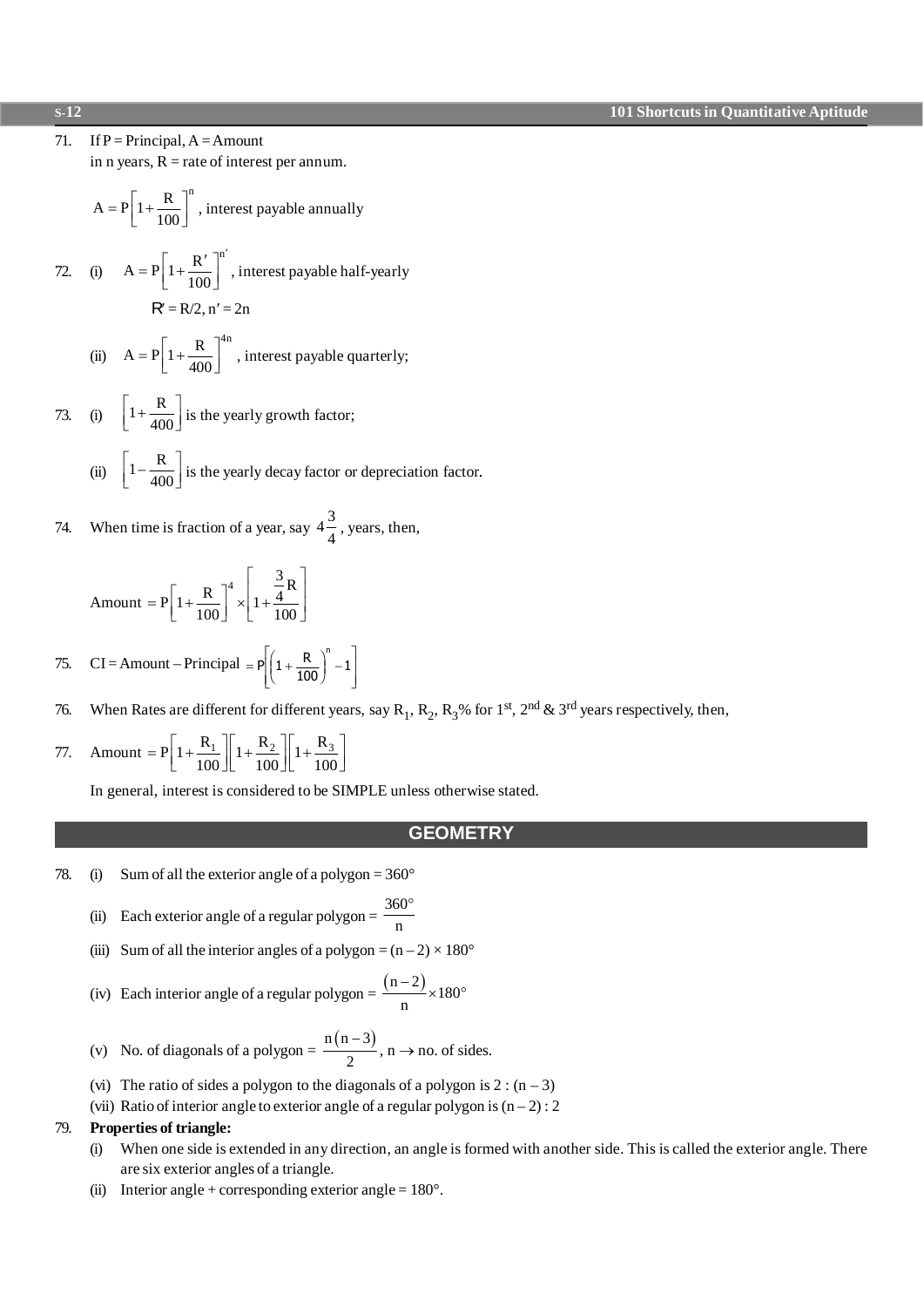71. If P = Principal, A = Amount
in n years, R = rate of interest per annum.

$$A = P\left[1+\frac{R}{100}\right]^n$$, interest payable annually

72. (i) $A = P\left[1+\frac{R'}{100}\right]^{n'}$, interest payable half-yearly

$R' = R/2, n' = 2n$

(ii) $A = P\left[1+\frac{R}{400}\right]^{4n}$, interest payable quarterly;

73. (i) $\left[1+\frac{R}{400}\right]$ is the yearly growth factor;

(ii) $\left[1-\frac{R}{400}\right]$ is the yearly decay factor or depreciation factor.

74. When time is fraction of a year, say $4\frac{3}{4}$, years, then,

$$\text{Amount} = P\left[1+\frac{R}{100}\right]^4 \times \left[1+\frac{\frac{3}{4}R}{100}\right]$$

75. CI = Amount – Principal $= P\left[\left(1+\frac{R}{100}\right)^n - 1\right]$

76. When Rates are different for different years, say $R_1$, $R_2$, $R_3$% for 1st, 2nd & 3rd years respectively, then,

77. $$\text{Amount} = P\left[1+\frac{R_1}{100}\right]\left[1+\frac{R_2}{100}\right]\left[1+\frac{R_3}{100}\right]$$

In general, interest is considered to be SIMPLE unless otherwise stated.

## GEOMETRY

78. (i) Sum of all the exterior angle of a polygon = 360°

(ii) Each exterior angle of a regular polygon = $\frac{360°}{n}$

(iii) Sum of all the interior angles of a polygon = $(n-2) \times 180°$

(iv) Each interior angle of a regular polygon = $\frac{(n-2)}{n} \times 180°$

(v) No. of diagonals of a polygon = $\frac{n(n-3)}{2}$, $n \rightarrow$ no. of sides.

(vi) The ratio of sides a polygon to the diagonals of a polygon is $2 : (n-3)$

(vii) Ratio of interior angle to exterior angle of a regular polygon is $(n-2) : 2$

79. **Properties of triangle:**

(i) When one side is extended in any direction, an angle is formed with another side. This is called the exterior angle. There are six exterior angles of a triangle.

(ii) Interior angle + corresponding exterior angle = 180°.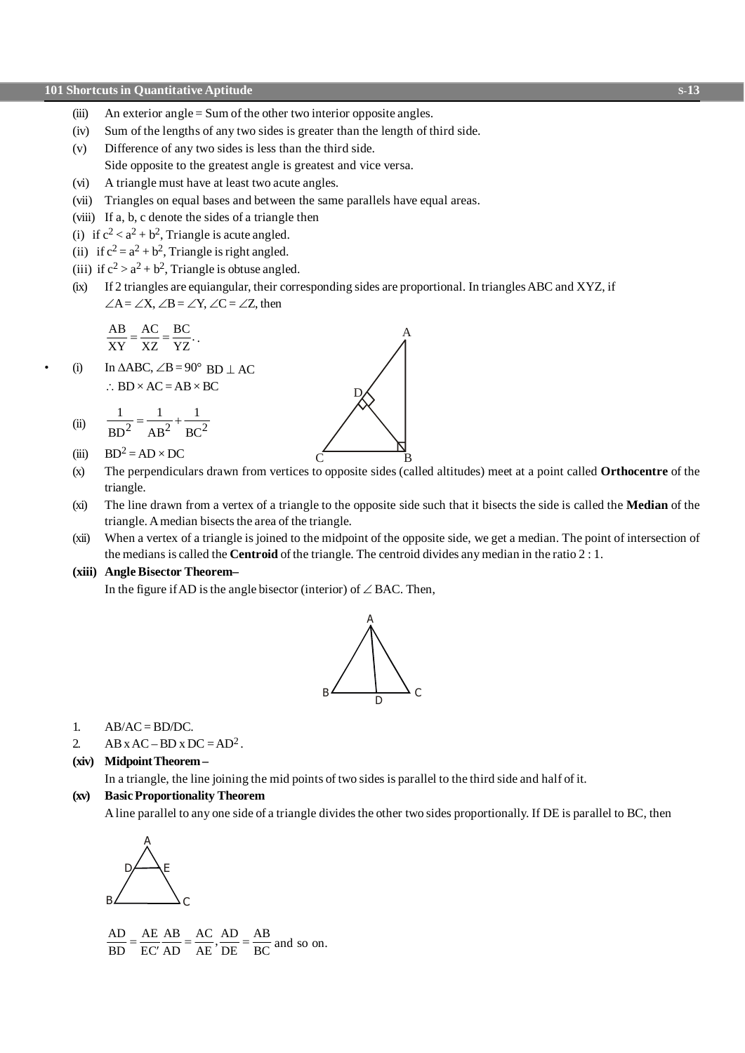(iii) An exterior angle = Sum of the other two interior opposite angles.

(iv) Sum of the lengths of any two sides is greater than the length of third side.

(v) Difference of any two sides is less than the third side.
Side opposite to the greatest angle is greatest and vice versa.

(vi) A triangle must have at least two acute angles.

(vii) Triangles on equal bases and between the same parallels have equal areas.

(viii) If a, b, c denote the sides of a triangle then

(i) if $c^2 < a^2 + b^2$, Triangle is acute angled.

(ii) if $c^2 = a^2 + b^2$, Triangle is right angled.

(iii) if $c^2 > a^2 + b^2$, Triangle is obtuse angled.

(ix) If 2 triangles are equiangular, their corresponding sides are proportional. In triangles ABC and XYZ, if $\angle A = \angle X$, $\angle B = \angle Y$, $\angle C = \angle Z$, then

$$\frac{AB}{XY} = \frac{AC}{XZ} = \frac{BC}{YZ}.$$

- (i) In $\Delta ABC$, $\angle B = 90°$ $BD \perp AC$
  $\therefore BD \times AC = AB \times BC$

  (ii) $\dfrac{1}{BD^2} = \dfrac{1}{AB^2} + \dfrac{1}{BC^2}$

  (iii) $BD^2 = AD \times DC$

(x) The perpendiculars drawn from vertices to opposite sides (called altitudes) meet at a point called **Orthocentre** of the triangle.

(xi) The line drawn from a vertex of a triangle to the opposite side such that it bisects the side is called the **Median** of the triangle. A median bisects the area of the triangle.

(xii) When a vertex of a triangle is joined to the midpoint of the opposite side, we get a median. The point of intersection of the medians is called the **Centroid** of the triangle. The centroid divides any median in the ratio 2 : 1.

**(xiii) Angle Bisector Theorem–**

In the figure if AD is the angle bisector (interior) of $\angle BAC$. Then,

1. $AB/AC = BD/DC$.
2. $AB \times AC - BD \times DC = AD^2$.

**(xiv) Midpoint Theorem –**

In a triangle, the line joining the mid points of two sides is parallel to the third side and half of it.

**(xv) Basic Proportionality Theorem**

A line parallel to any one side of a triangle divides the other two sides proportionally. If DE is parallel to BC, then

$$\frac{AD}{BD} = \frac{AE}{EC}, \frac{AB}{AD} = \frac{AC}{AE}, \frac{AD}{DE} = \frac{AB}{BC} \text{ and so on.}$$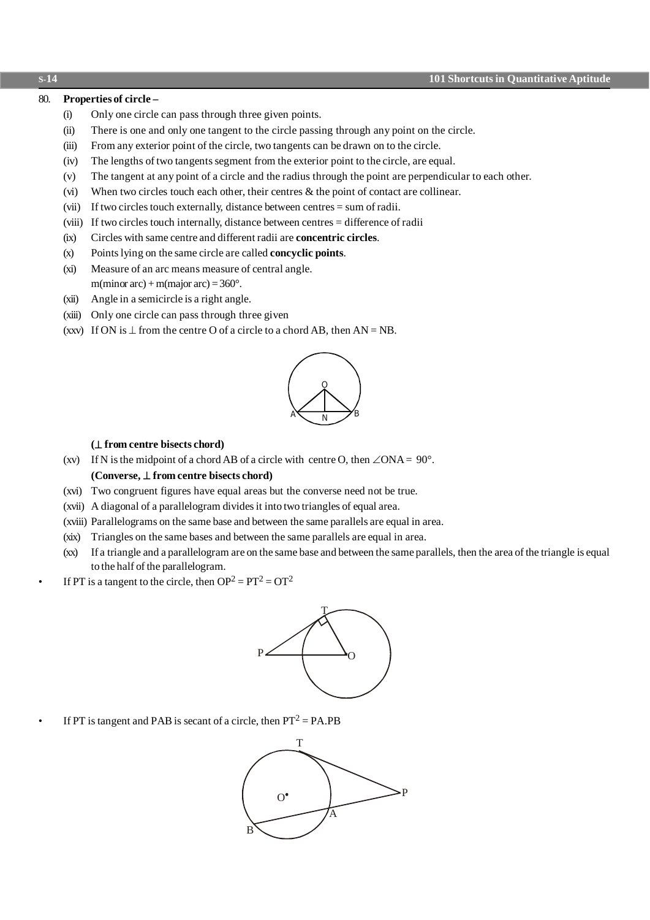80. **Properties of circle –**

(i) Only one circle can pass through three given points.

(ii) There is one and only one tangent to the circle passing through any point on the circle.

(iii) From any exterior point of the circle, two tangents can be drawn on to the circle.

(iv) The lengths of two tangents segment from the exterior point to the circle, are equal.

(v) The tangent at any point of a circle and the radius through the point are perpendicular to each other.

(vi) When two circles touch each other, their centres & the point of contact are collinear.

(vii) If two circles touch externally, distance between centres = sum of radii.

(viii) If two circles touch internally, distance between centres = difference of radii

(ix) Circles with same centre and different radii are **concentric circles**.

(x) Points lying on the same circle are called **concyclic points**.

(xi) Measure of an arc means measure of central angle.
m(minor arc) + m(major arc) = 360°.

(xii) Angle in a semicircle is a right angle.

(xiii) Only one circle can pass through three given

(xxv) If ON is ⊥ from the centre O of a circle to a chord AB, then AN = NB.

**(⊥ from centre bisects chord)**

(xv) If N is the midpoint of a chord AB of a circle with centre O, then $\angle ONA = 90°$.
**(Converse, ⊥ from centre bisects chord)**

(xvi) Two congruent figures have equal areas but the converse need not be true.

(xvii) A diagonal of a parallelogram divides it into two triangles of equal area.

(xviii) Parallelograms on the same base and between the same parallels are equal in area.

(xix) Triangles on the same bases and between the same parallels are equal in area.

(xx) If a triangle and a parallelogram are on the same base and between the same parallels, then the area of the triangle is equal to the half of the parallelogram.

- If PT is a tangent to the circle, then $OP^2 = PT^2 = OT^2$

- If PT is tangent and PAB is secant of a circle, then $PT^2 = PA.PB$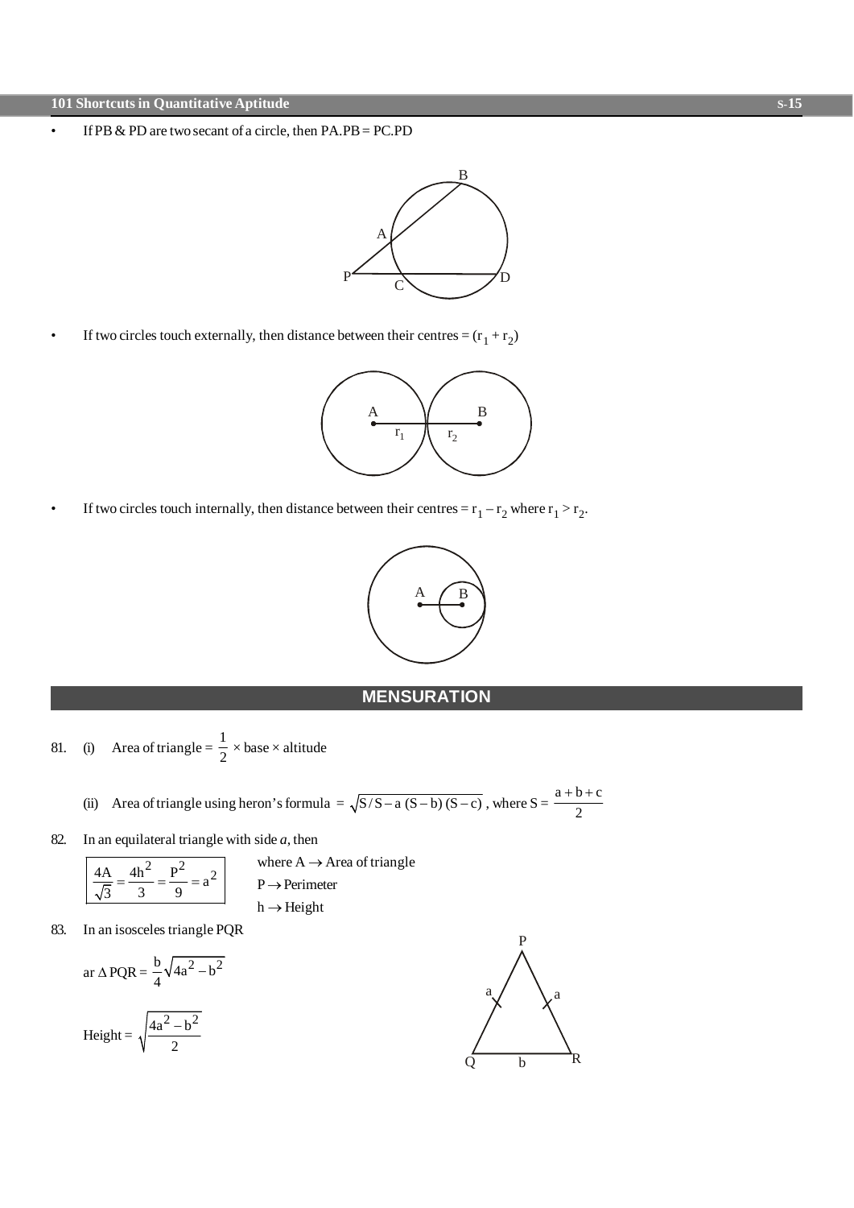- If PB & PD are two secant of a circle, then PA.PB = PC.PD

- If two circles touch externally, then distance between their centres = $(r_1 + r_2)$

- If two circles touch internally, then distance between their centres = $r_1 - r_2$ where $r_1 > r_2$.

## MENSURATION

81. (i) Area of triangle = $\frac{1}{2} \times$ base $\times$ altitude

    (ii) Area of triangle using heron's formula $= \sqrt{S/S - a\ (S - b)\ (S - c)}$, where $S = \frac{a + b + c}{2}$

82. In an equilateral triangle with side *a*, then

$$\frac{4A}{\sqrt{3}} = \frac{4h^2}{3} = \frac{P^2}{9} = a^2$$

where A $\rightarrow$ Area of triangle

P $\rightarrow$ Perimeter

h $\rightarrow$ Height

83. In an isosceles triangle PQR

$$\text{ar } \Delta \text{PQR} = \frac{b}{4}\sqrt{4a^2 - b^2}$$

$$\text{Height} = \sqrt{\frac{4a^2 - b^2}{2}}$$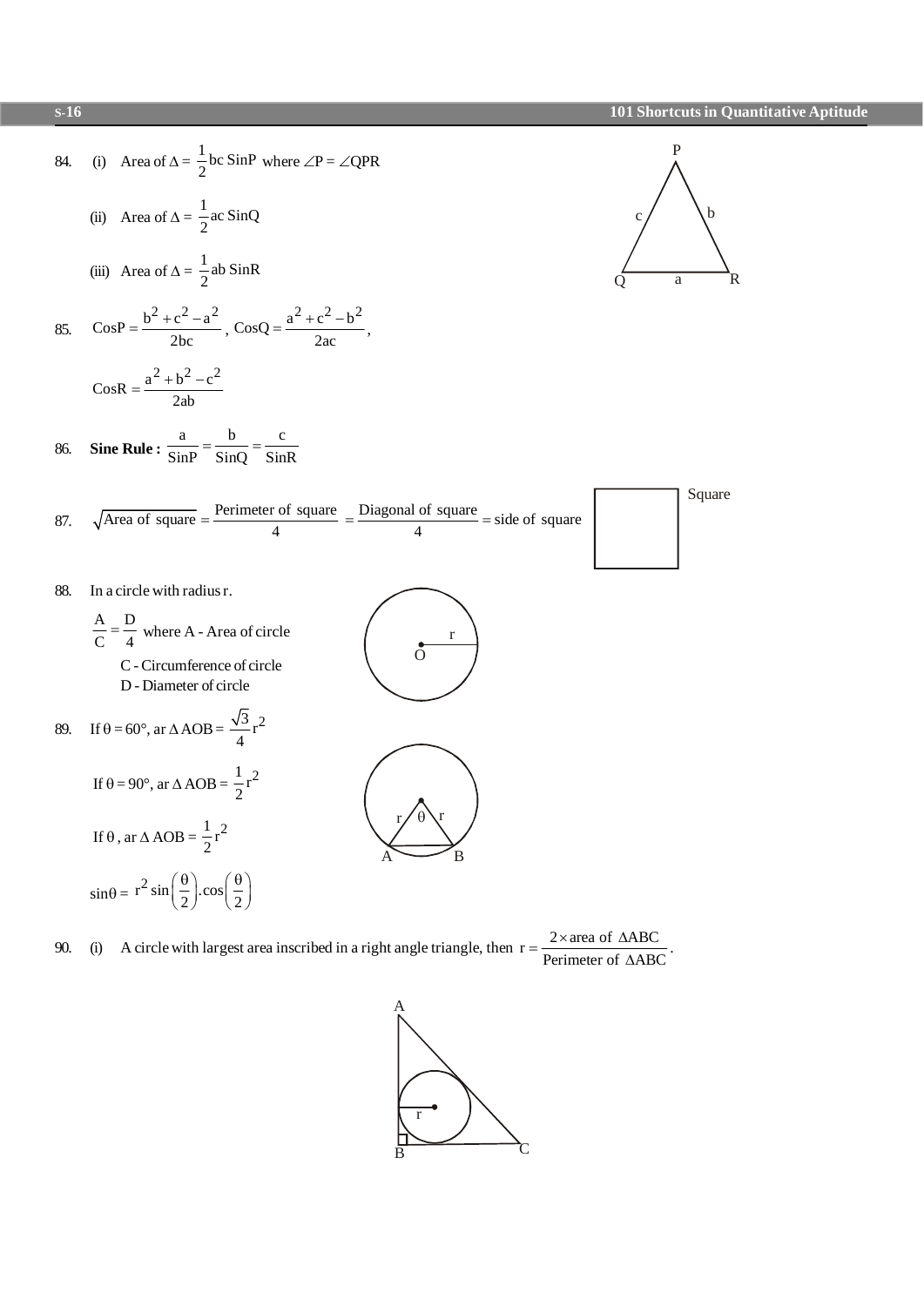84. (i) Area of $\Delta = \frac{1}{2} bc \operatorname{Sin} P$ where $\angle P = \angle QPR$

(ii) Area of $\Delta = \frac{1}{2} ac \operatorname{Sin} Q$

(iii) Area of $\Delta = \frac{1}{2} ab \operatorname{Sin} R$

85. $\operatorname{Cos} P = \frac{b^2 + c^2 - a^2}{2bc}$, $\operatorname{Cos} Q = \frac{a^2 + c^2 - b^2}{2ac}$,

$\operatorname{Cos} R = \frac{a^2 + b^2 - c^2}{2ab}$

86. **Sine Rule :** $\frac{a}{\operatorname{Sin} P} = \frac{b}{\operatorname{Sin} Q} = \frac{c}{\operatorname{Sin} R}$

87. $\sqrt{\text{Area of square}} = \frac{\text{Perimeter of square}}{4} = \frac{\text{Diagonal of square}}{4} = \text{side of square}$

Square

88. In a circle with radius r.

$\frac{A}{C} = \frac{D}{4}$ where A - Area of circle

C - Circumference of circle

D - Diameter of circle

89. If $\theta = 60°$, ar $\Delta AOB = \frac{\sqrt{3}}{4} r^2$

If $\theta = 90°$, ar $\Delta AOB = \frac{1}{2} r^2$

If $\theta$, ar $\Delta AOB = \frac{1}{2} r^2$

$\sin\theta = r^2 \sin\left(\frac{\theta}{2}\right).\cos\left(\frac{\theta}{2}\right)$

90. (i) A circle with largest area inscribed in a right angle triangle, then $r = \frac{2 \times \text{area of } \Delta ABC}{\text{Perimeter of } \Delta ABC}$.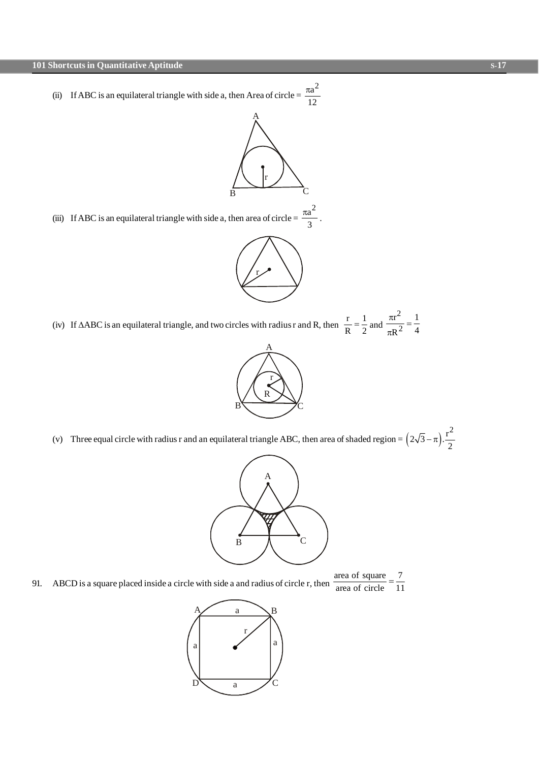(ii) If ABC is an equilateral triangle with side a, then Area of circle = $\frac{\pi a^2}{12}$

(iii) If ABC is an equilateral triangle with side a, then area of circle = $\frac{\pi a^2}{3}$.

(iv) If $\Delta$ABC is an equilateral triangle, and two circles with radius r and R, then $\frac{r}{R} = \frac{1}{2}$ and $\frac{\pi r^2}{\pi R^2} = \frac{1}{4}$

(v) Three equal circle with radius r and an equilateral triangle ABC, then area of shaded region = $\left(2\sqrt{3} - \pi\right).\frac{r^2}{2}$

91. ABCD is a square placed inside a circle with side a and radius of circle r, then $\frac{\text{area of square}}{\text{area of circle}} = \frac{7}{11}$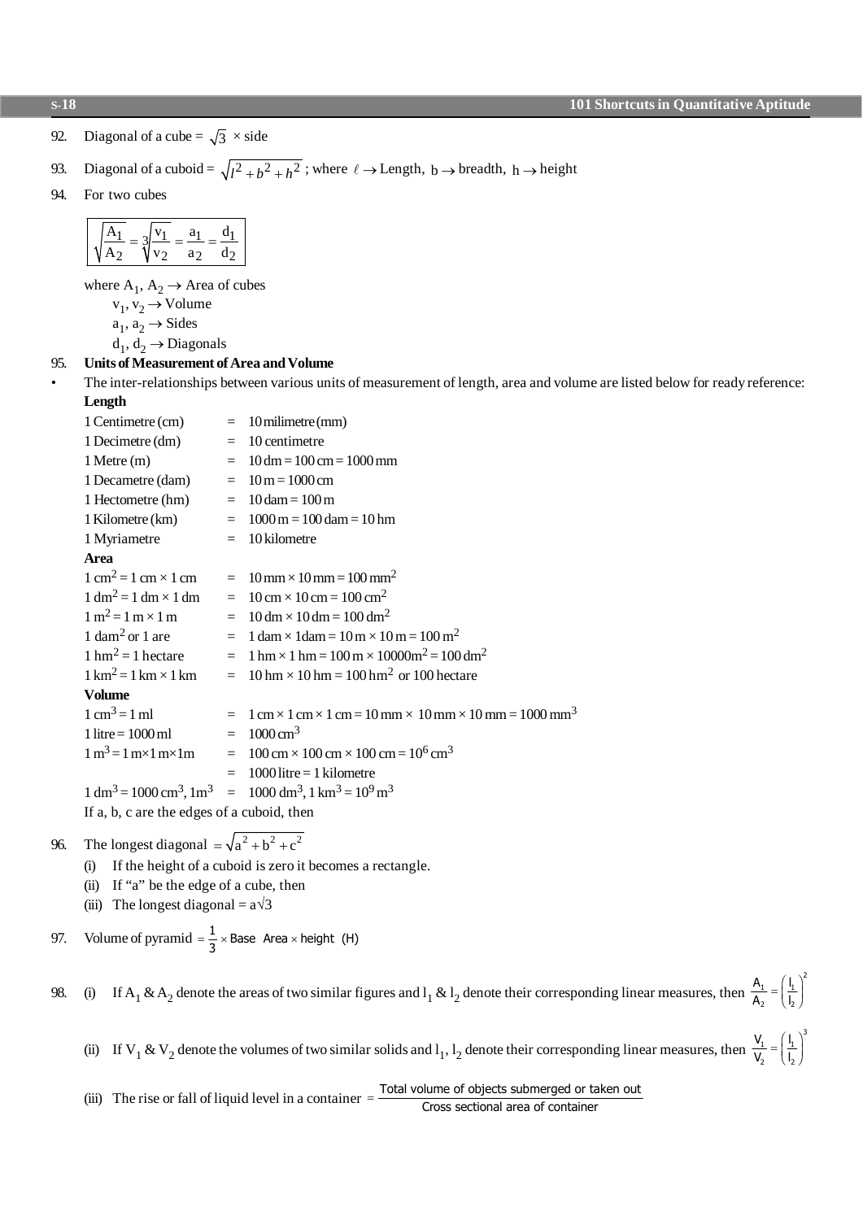92. Diagonal of a cube = $\sqrt{3}$ × side

93. Diagonal of a cuboid = $\sqrt{l^2 + b^2 + h^2}$ ; where $\ell \rightarrow$ Length, $b \rightarrow$ breadth, $h \rightarrow$ height

94. For two cubes

$$\sqrt{\frac{A_1}{A_2}} = \sqrt[3]{\frac{v_1}{v_2}} = \frac{a_1}{a_2} = \frac{d_1}{d_2}$$

where $A_1, A_2 \rightarrow$ Area of cubes
$v_1, v_2 \rightarrow$ Volume
$a_1, a_2 \rightarrow$ Sides
$d_1, d_2 \rightarrow$ Diagonals

95. **Units of Measurement of Area and Volume**

- The inter-relationships between various units of measurement of length, area and volume are listed below for ready reference:

**Length**

| | | |
|---|---|---|
| 1 Centimetre (cm) | = | 10 milimetre (mm) |
| 1 Decimetre (dm) | = | 10 centimetre |
| 1 Metre (m) | = | 10 dm = 100 cm = 1000 mm |
| 1 Decametre (dam) | = | 10 m = 1000 cm |
| 1 Hectometre (hm) | = | 10 dam = 100 m |
| 1 Kilometre (km) | = | 1000 m = 100 dam = 10 hm |
| 1 Myriametre | = | 10 kilometre |

**Area**

| | | |
|---|---|---|
| $1\ cm^2 = 1\ cm \times 1\ cm$ | = | $10\ mm \times 10\ mm = 100\ mm^2$ |
| $1\ dm^2 = 1\ dm \times 1\ dm$ | = | $10\ cm \times 10\ cm = 100\ cm^2$ |
| $1\ m^2 = 1\ m \times 1\ m$ | = | $10\ dm \times 10\ dm = 100\ dm^2$ |
| $1\ dam^2$ or 1 are | = | $1\ dam \times 1 dam = 10\ m \times 10\ m = 100\ m^2$ |
| $1\ hm^2 = 1$ hectare | = | $1\ hm \times 1\ hm = 100\ m \times 10000 m^2 = 100\ dm^2$ |
| $1\ km^2 = 1\ km \times 1\ km$ | = | $10\ hm \times 10\ hm = 100\ hm^2$ or 100 hectare |

**Volume**

| | | |
|---|---|---|
| $1\ cm^3 = 1\ ml$ | = | $1\ cm \times 1\ cm \times 1\ cm = 10\ mm \times 10\ mm \times 10\ mm = 1000\ mm^3$ |
| 1 litre = 1000 ml | = | $1000\ cm^3$ |
| $1\ m^3 = 1\ m \times 1\ m \times 1 m$ | = | $100\ cm \times 100\ cm \times 100\ cm = 10^6\ cm^3$ |
| | = | 1000 litre = 1 kilometre |
| $1\ dm^3 = 1000\ cm^3$, $1 m^3$ | = | $1000\ dm^3$, $1\ km^3 = 10^9\ m^3$ |

If a, b, c are the edges of a cuboid, then

96. The longest diagonal $= \sqrt{a^2 + b^2 + c^2}$

(i) If the height of a cuboid is zero it becomes a rectangle.
(ii) If "a" be the edge of a cube, then
(iii) The longest diagonal = $a\sqrt{3}$

97. Volume of pyramid $= \frac{1}{3} \times$ Base Area $\times$ height (H)

98. (i) If $A_1$ & $A_2$ denote the areas of two similar figures and $l_1$ & $l_2$ denote their corresponding linear measures, then $\frac{A_1}{A_2} = \left(\frac{l_1}{l_2}\right)^2$

(ii) If $V_1$ & $V_2$ denote the volumes of two similar solids and $l_1$, $l_2$ denote their corresponding linear measures, then $\frac{V_1}{V_2} = \left(\frac{l_1}{l_2}\right)^3$

(iii) The rise or fall of liquid level in a container $= \frac{\text{Total volume of objects submerged or taken out}}{\text{Cross sectional area of container}}$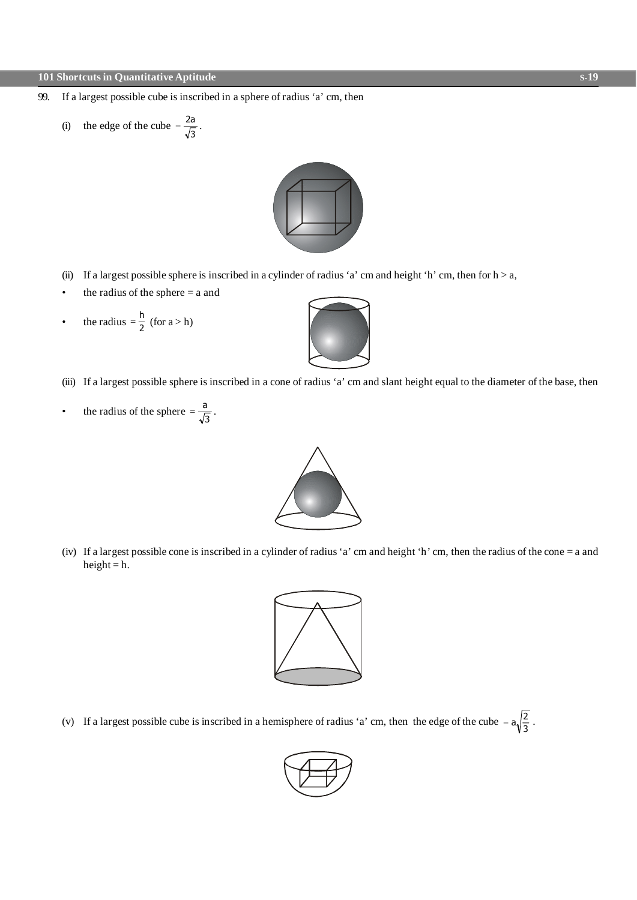99. If a largest possible cube is inscribed in a sphere of radius ‘a’ cm, then

(i) the edge of the cube $= \frac{2a}{\sqrt{3}}$.

(ii) If a largest possible sphere is inscribed in a cylinder of radius ‘a’ cm and height ‘h’ cm, then for h > a,

- the radius of the sphere = a and
- the radius $= \frac{h}{2}$ (for a > h)

(iii) If a largest possible sphere is inscribed in a cone of radius ‘a’ cm and slant height equal to the diameter of the base, then

- the radius of the sphere $= \frac{a}{\sqrt{3}}$.

(iv) If a largest possible cone is inscribed in a cylinder of radius ‘a’ cm and height ‘h’ cm, then the radius of the cone = a and height = h.

(v) If a largest possible cube is inscribed in a hemisphere of radius ‘a’ cm, then the edge of the cube $= a\sqrt{\frac{2}{3}}$.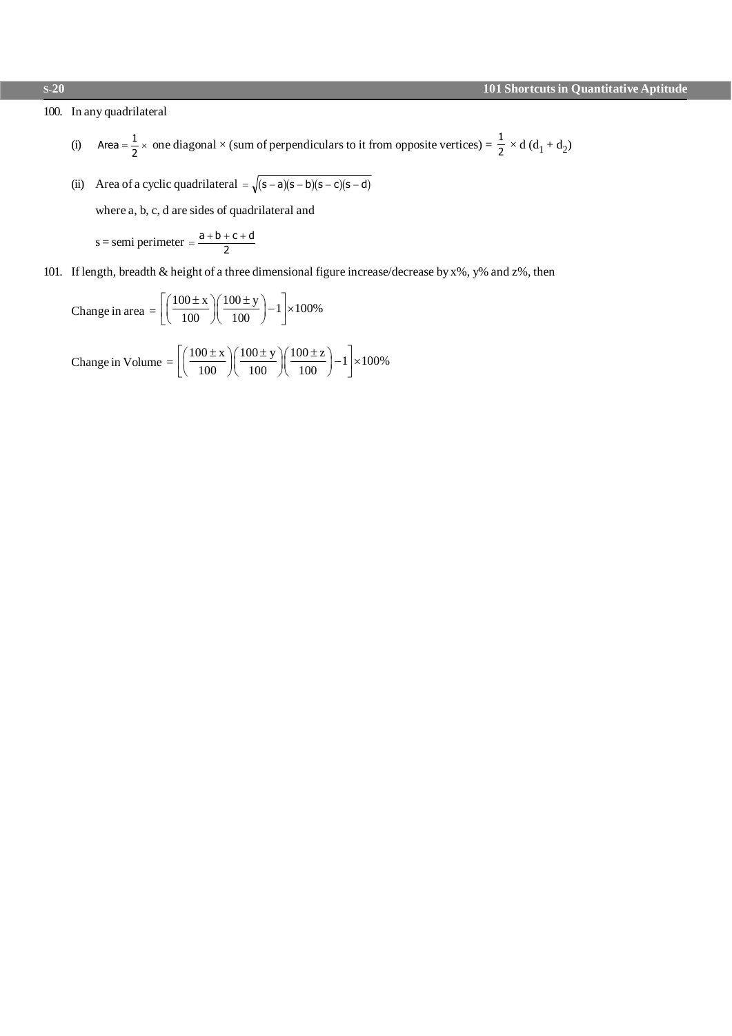100. In any quadrilateral

(i) $\text{Area} = \frac{1}{2} \times$ one diagonal × (sum of perpendiculars to it from opposite vertices) = $\frac{1}{2} \times d\,(d_1 + d_2)$

(ii) Area of a cyclic quadrilateral $= \sqrt{(s-a)(s-b)(s-c)(s-d)}$

where a, b, c, d are sides of quadrilateral and

s = semi perimeter $= \frac{a+b+c+d}{2}$

101. If length, breadth & height of a three dimensional figure increase/decrease by x%, y% and z%, then

$$\text{Change in area} = \left[\left(\frac{100 \pm x}{100}\right)\left(\frac{100 \pm y}{100}\right) - 1\right] \times 100\%$$

$$\text{Change in Volume} = \left[\left(\frac{100 \pm x}{100}\right)\left(\frac{100 \pm y}{100}\right)\left(\frac{100 \pm z}{100}\right) - 1\right] \times 100\%$$